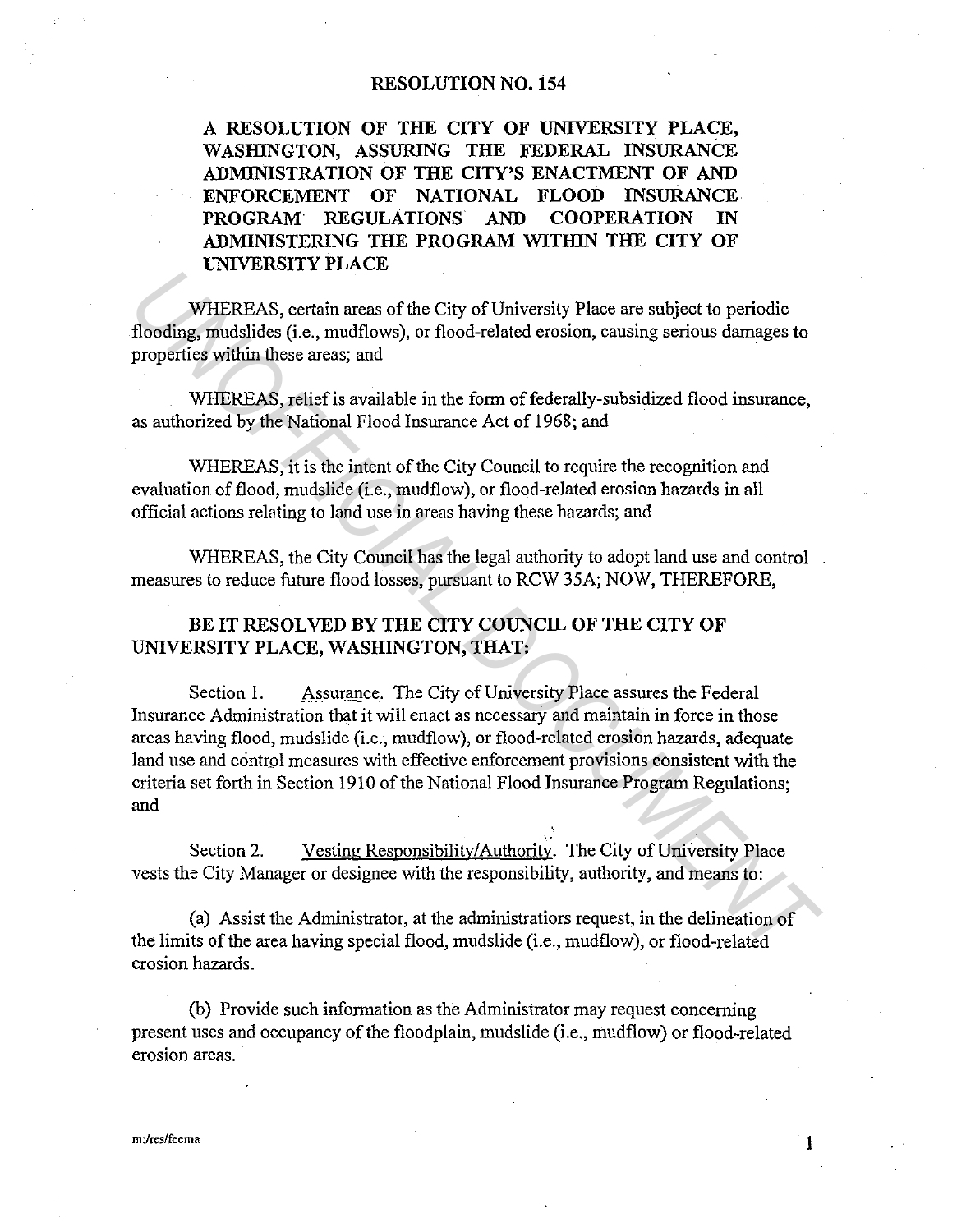# RESOLUTION NO. 154

**A RESOLUTION OF THE CITY OF UNIVERSITY PLACE, WASHINGTON, ASSURING THE FEDERAL INSURANCE ADMINISTRATION OF THE CITY'S ENACTMENT OF AND ENFORCEMENT OF NATIONAL FLOOD INSURANCE PROGRAM REGULATIONS AND COOPERATION IN ADMINISTERING THE PROGRAM WITHIN THE CITY OF UNIVERSITY PLACE**

WHEREAS, certain areas of the City of University Place are subject to periodic flooding, mudslides (i.e., mudflows), or flood-related erosion, causing serious damages to properties within these areas; and

WHEREAS, relief is available in the form of federally-subsidized flood insurance, as authorized by the National Flood Insurance Act of 1968; and

WHEREAS, it is the intent of the City Council to require the recognition and evaluation of flood, mudslide (i.e., mudflow), or flood-related erosion hazards in all official actions relating to land use in areas having these hazards; and

WHEREAS, the City Council has the legal authority to adopt land use and control measures to reduce future flood losses, pursuant to RCW 35A; NOW, THEREFORE,

**BE IT RESOLVED BY THE CITY COUNCIL OF THE CITY OF UNIVERSITY PLACE, WASHINGTON, THAT:**

Section 1. Assurance. The City of University Place assures the Federal Insurance Administration that it will enact as necessary and maintain in force in those areas having flood, mudslide (i.e., mudflow), or flood-related erosion hazards, adequate land use and control measures with effective enforcement provisions consistent with the criteria set forth in Section 1910 of the National Flood Insurance Program Regulations; and

Section 2. Vesting Responsibility/Authority. The City of University Place vests the City Manager or designee with the responsibility, authority, and means to:

(a) Assist the Administrator, at the administratiors request, in the delineation of the limits of the area having special flood, mudslide (i.e., mudflow), or flood-related erosion hazards.

(b) Provide such information as the Administrator may request concerning present uses and occupancy of the floodplain, mudslide (i.e., mudflow) or flood-related erosion areas.

m:/res/feema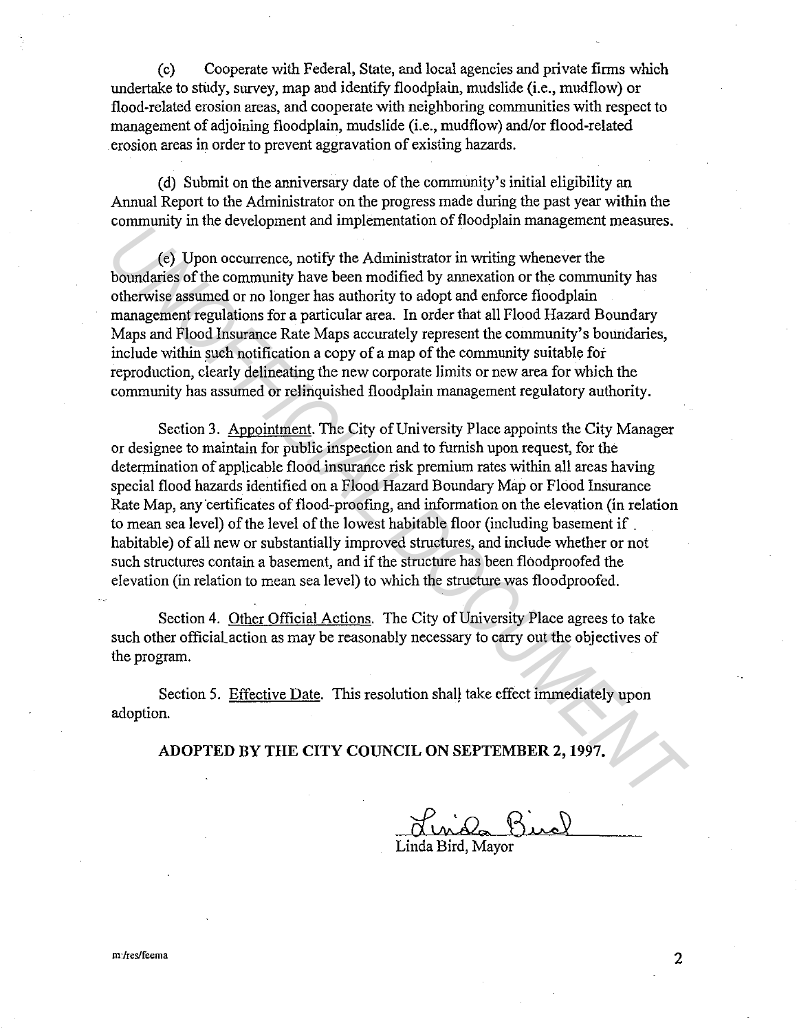(c) Cooperate with Federal, State, and local agencies and private firms which undertake to study, survey, map and identify floodplain, mudslide (i.e., mudflow) or flood-related erosion areas, and cooperate with neighboring communities with respect to management of adjoining floodplain, mudslide (i.e., mudflow) and/or flood-related erosion areas in order to prevent aggravation of existing hazards.

(d) Submit on the anniversary date of the community's initial eligibility an Annual Report to the Administrator on the progress made during the past year within the community in the development and implementation of floodplain management measures.

(e) Upon occurrence, notify the Administrator in writing whenever the boundaries of the community have been modified by annexation or the community has otherwise assumed or no longer has authority to adopt and enforce floodplain management regulations for a particular area. In order that all Flood Hazard Boundary Maps and Flood Insurance Rate Maps accurately represent the community's boundaries, include within such notification a copy of a map of the community suitable for reproduction, clearly delineating the new corporate limits or new area for which the community has assumed or relinquished floodplain management regulatory authority.

Section 3. Appointment. The City of University Place appoints the City Manager or designee to maintain for public inspection and to furnish upon request, for the determination of applicable flood insurance risk premium rates within all areas having special flood hazards identified on a Flood Hazard Boundary Map or Flood Insurance Rate Map, any certificates of flood-proofing, and information on the elevation (in relation to mean sea level) of the level of the lowest habitable floor (including basement if habitable) of all new or substantially improved structures, and include whether or not such structures contain a basement, and if the structure has been floodproofed the elevation (in relation to mean sea level) to which the structure was floodproofed.

Section 4. Other Official Actions. The City of University Place agrees to take such other official action as may be reasonably necessary to carry out the objectives of the program.

Section 5. Effective Date. This resolution shall take effect immediately upon adoption.

**ADOPTED BY THE CITY COUNCIL ON SEPTEMBER 2, 1997.**

Linda Bird

Linda Bird, Mayor

m:/res/feema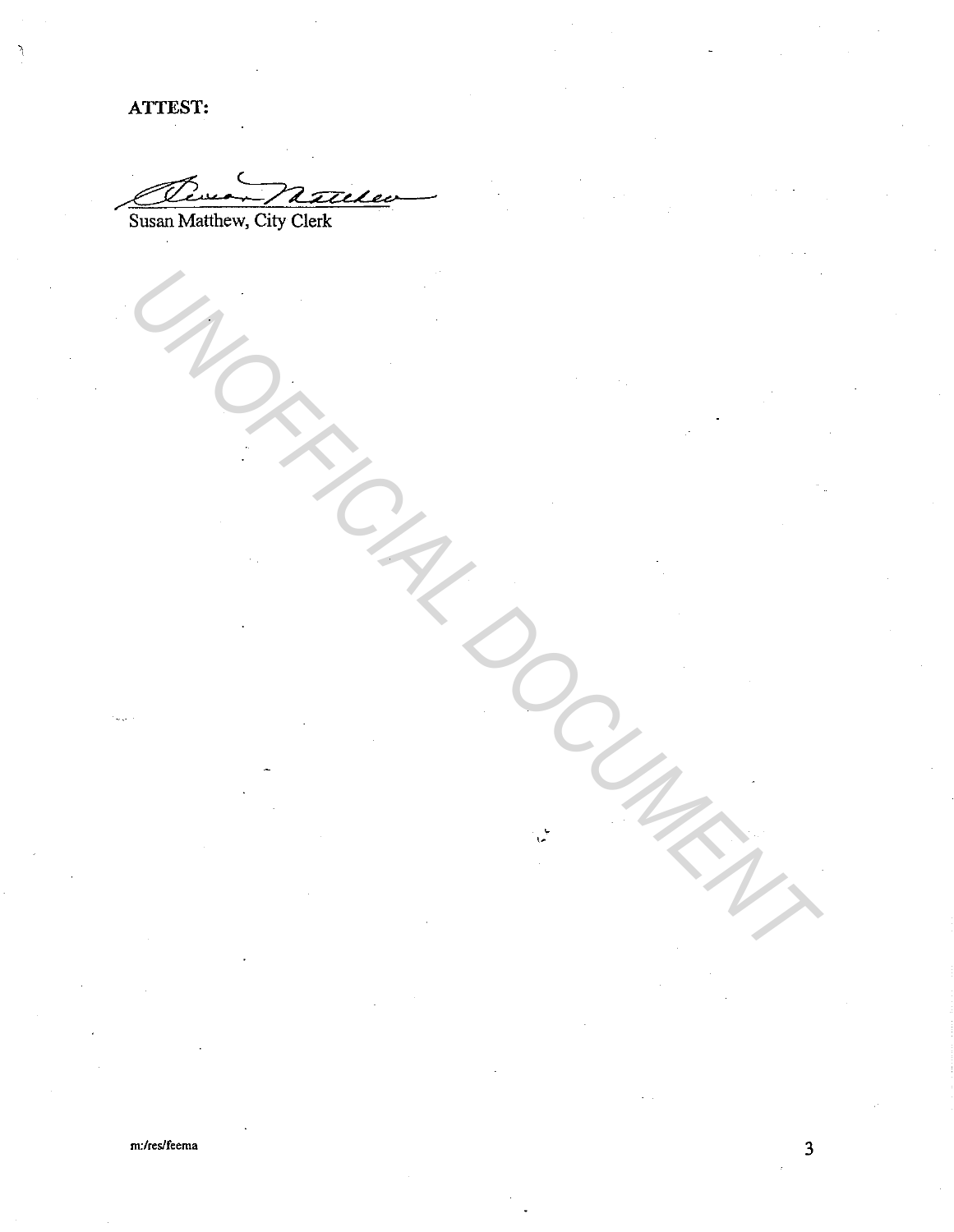**ATTEST:**

Susan Matthew, City Clerk

m:/res/feema